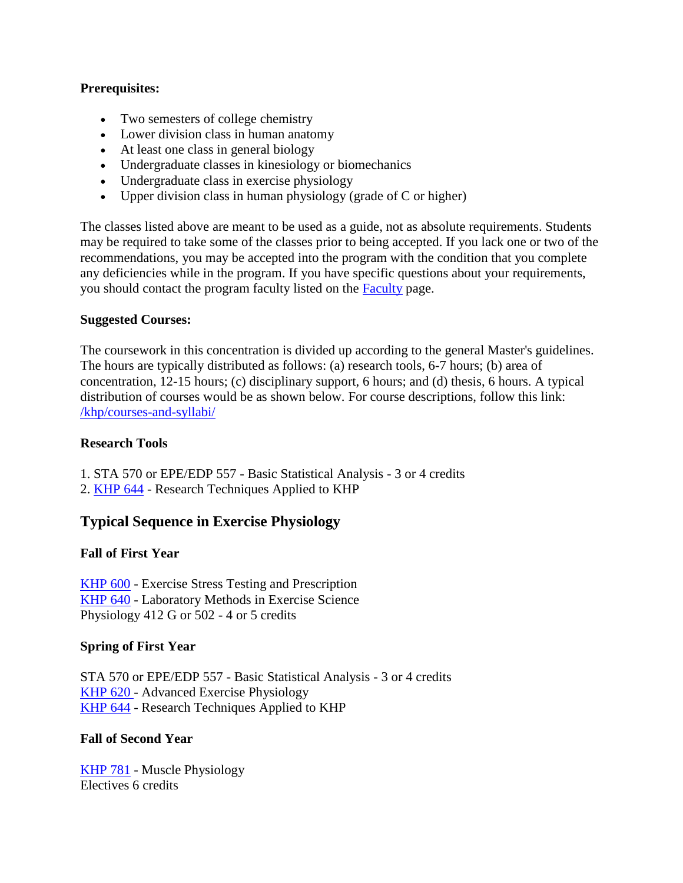**Prerequisites:**

- Two semesters of college chemistry
- Lower division class in human anatomy
- At least one class in general biology
- Undergraduate classes in kinesiology or biomechanics
- Undergraduate class in exercise physiology
- Upper division class in human physiology (grade of C or higher)

The classes listed above are meant to be used as a guide, not as absolute requirements. Students may be required to take some of the classes prior to being accepted. If you lack one or two of the recommendations, you may be accepted into the program with the condition that you complete any deficiencies while in the program. If you have specific questions about your requirements, you should contact the program faculty listed on the [Faculty]() page.

**Suggested Courses:**

The coursework in this concentration is divided up according to the general Master's guidelines. The hours are typically distributed as follows: (a) research tools, 6-7 hours; (b) area of concentration, 12-15 hours; (c) disciplinary support, 6 hours; and (d) thesis, 6 hours. A typical distribution of courses would be as shown below. For course descriptions, follow this link: [/khp/courses-and-syllabi/](/khp/courses-and-syllabi/)

**Research Tools**

1. STA 570 or EPE/EDP 557 - Basic Statistical Analysis - 3 or 4 credits
2. [KHP 644]() - Research Techniques Applied to KHP

## Typical Sequence in Exercise Physiology

**Fall of First Year**

[KHP 600]() - Exercise Stress Testing and Prescription
[KHP 640]() - Laboratory Methods in Exercise Science
Physiology 412 G or 502 - 4 or 5 credits

**Spring of First Year**

STA 570 or EPE/EDP 557 - Basic Statistical Analysis - 3 or 4 credits
[KHP 620]() - Advanced Exercise Physiology
[KHP 644]() - Research Techniques Applied to KHP

**Fall of Second Year**

[KHP 781]() - Muscle Physiology
Electives 6 credits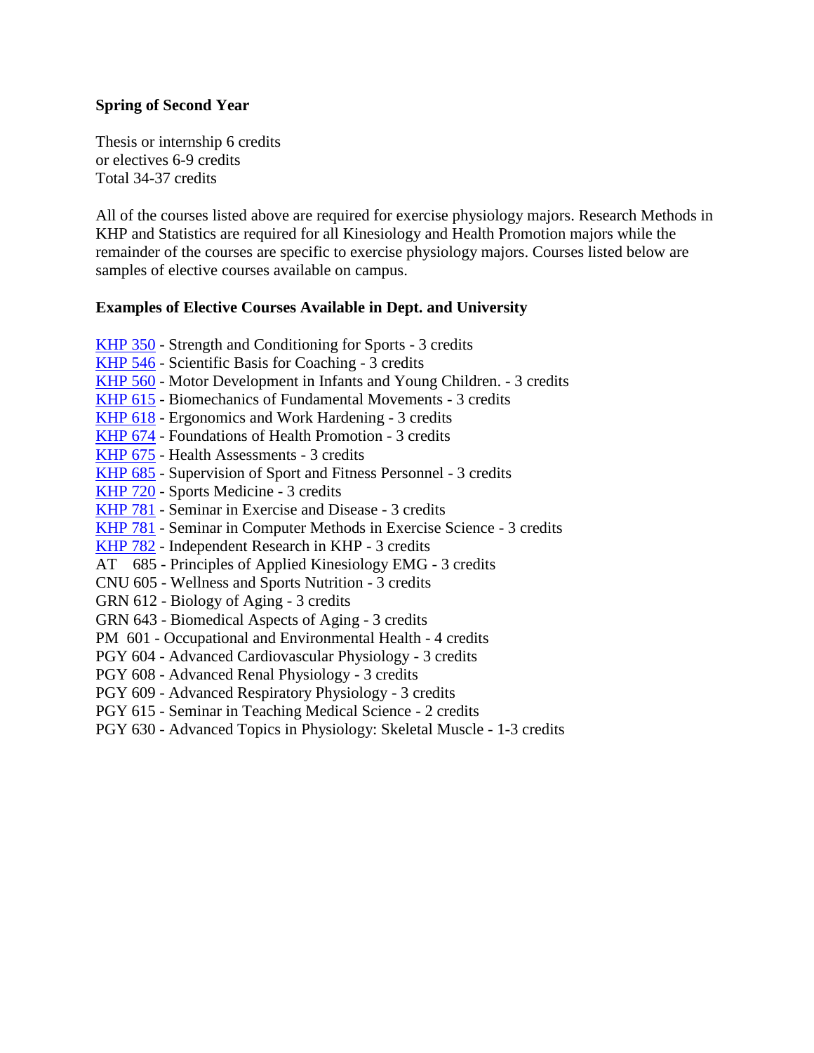**Spring of Second Year**

Thesis or internship 6 credits
or electives 6-9 credits
Total 34-37 credits

All of the courses listed above are required for exercise physiology majors. Research Methods in KHP and Statistics are required for all Kinesiology and Health Promotion majors while the remainder of the courses are specific to exercise physiology majors. Courses listed below are samples of elective courses available on campus.

**Examples of Elective Courses Available in Dept. and University**

KHP 350 - Strength and Conditioning for Sports - 3 credits
KHP 546 - Scientific Basis for Coaching - 3 credits
KHP 560 - Motor Development in Infants and Young Children. - 3 credits
KHP 615 - Biomechanics of Fundamental Movements - 3 credits
KHP 618 - Ergonomics and Work Hardening - 3 credits
KHP 674 - Foundations of Health Promotion - 3 credits
KHP 675 - Health Assessments - 3 credits
KHP 685 - Supervision of Sport and Fitness Personnel - 3 credits
KHP 720 - Sports Medicine - 3 credits
KHP 781 - Seminar in Exercise and Disease - 3 credits
KHP 781 - Seminar in Computer Methods in Exercise Science - 3 credits
KHP 782 - Independent Research in KHP - 3 credits
AT 685 - Principles of Applied Kinesiology EMG - 3 credits
CNU 605 - Wellness and Sports Nutrition - 3 credits
GRN 612 - Biology of Aging - 3 credits
GRN 643 - Biomedical Aspects of Aging - 3 credits
PM 601 - Occupational and Environmental Health - 4 credits
PGY 604 - Advanced Cardiovascular Physiology - 3 credits
PGY 608 - Advanced Renal Physiology - 3 credits
PGY 609 - Advanced Respiratory Physiology - 3 credits
PGY 615 - Seminar in Teaching Medical Science - 2 credits
PGY 630 - Advanced Topics in Physiology: Skeletal Muscle - 1-3 credits